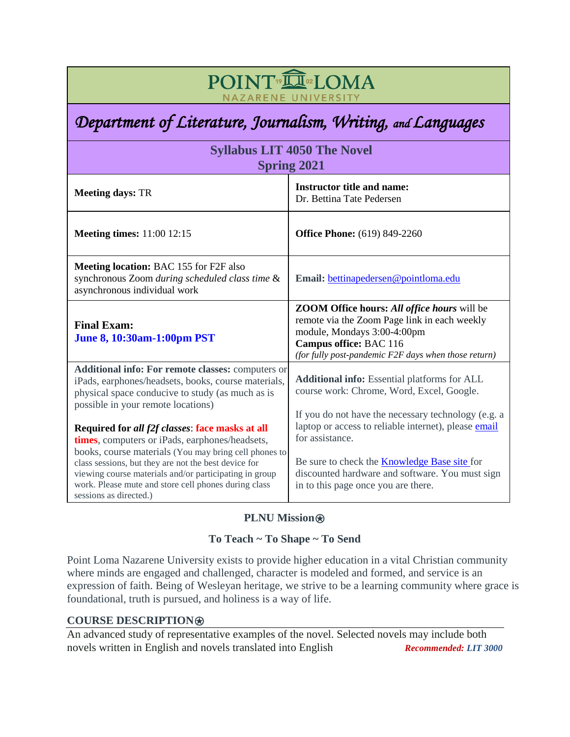# POINT LOMA NAZARENE UNIVERSITY

## Department of Literature, Journalism, Writing, and Languages

### Syllabus LIT 4050 The Novel
### Spring 2021

| | |
|---|---|
| **Meeting days:** TR | **Instructor title and name:** Dr. Bettina Tate Pedersen |
| **Meeting times:** 11:00 12:15 | **Office Phone:** (619) 849-2260 |
| **Meeting location:** BAC 155 for F2F also synchronous Zoom *during scheduled class time* & asynchronous individual work | **Email:** bettinapedersen@pointloma.edu |
| **Final Exam:** **June 8, 10:30am-1:00pm PST** | **ZOOM Office hours:** ***All office hours*** will be remote via the Zoom Page link in each weekly module, Mondays 3:00-4:00pm **Campus office:** BAC 116 *(for fully post-pandemic F2F days when those return)* |
| **Additional info: For remote classes:** computers or iPads, earphones/headsets, books, course materials, physical space conducive to study (as much as is possible in your remote locations) **Required for *all f2f classes*: face masks at all times**, computers or iPads, earphones/headsets, books, course materials (You may bring cell phones to class sessions, but they are not the best device for viewing course materials and/or participating in group work. Please mute and store cell phones during class sessions as directed.) | **Additional info:** Essential platforms for ALL course work: Chrome, Word, Excel, Google. If you do not have the necessary technology (e.g. a laptop or access to reliable internet), please email for assistance. Be sure to check the Knowledge Base site for discounted hardware and software. You must sign in to this page once you are there. |

**PLNU Mission⍟**

**To Teach ~ To Shape ~ To Send**

Point Loma Nazarene University exists to provide higher education in a vital Christian community where minds are engaged and challenged, character is modeled and formed, and service is an expression of faith. Being of Wesleyan heritage, we strive to be a learning community where grace is foundational, truth is pursued, and holiness is a way of life.

**COURSE DESCRIPTION⍟**

An advanced study of representative examples of the novel. Selected novels may include both novels written in English and novels translated into English ***Recommended: LIT 3000***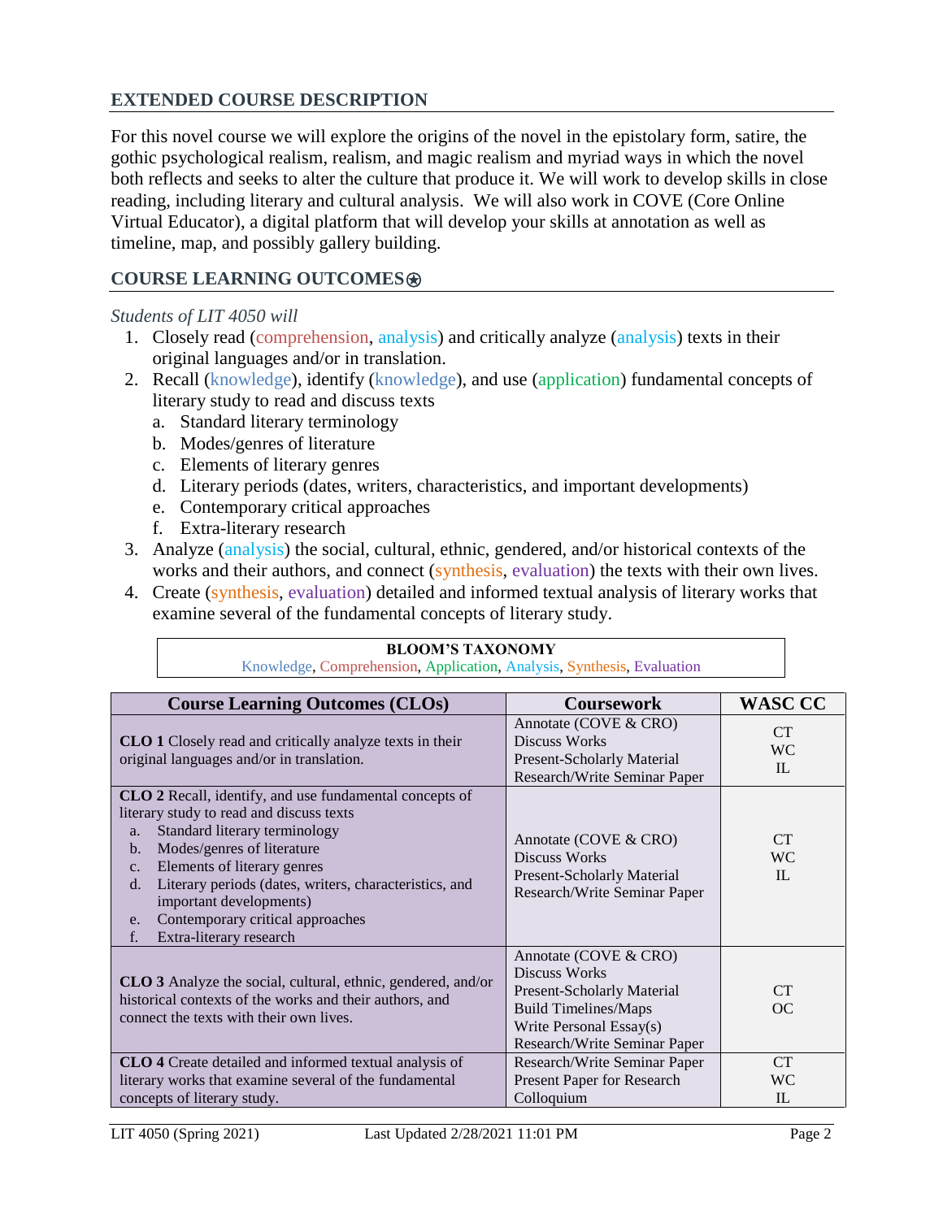## EXTENDED COURSE DESCRIPTION

For this novel course we will explore the origins of the novel in the epistolary form, satire, the gothic psychological realism, realism, and magic realism and myriad ways in which the novel both reflects and seeks to alter the culture that produce it. We will work to develop skills in close reading, including literary and cultural analysis. We will also work in COVE (Core Online Virtual Educator), a digital platform that will develop your skills at annotation as well as timeline, map, and possibly gallery building.

## COURSE LEARNING OUTCOMES⍟

*Students of LIT 4050 will*

1. Closely read (comprehension, analysis) and critically analyze (analysis) texts in their original languages and/or in translation.
2. Recall (knowledge), identify (knowledge), and use (application) fundamental concepts of literary study to read and discuss texts
   a. Standard literary terminology
   b. Modes/genres of literature
   c. Elements of literary genres
   d. Literary periods (dates, writers, characteristics, and important developments)
   e. Contemporary critical approaches
   f. Extra-literary research
3. Analyze (analysis) the social, cultural, ethnic, gendered, and/or historical contexts of the works and their authors, and connect (synthesis, evaluation) the texts with their own lives.
4. Create (synthesis, evaluation) detailed and informed textual analysis of literary works that examine several of the fundamental concepts of literary study.

| BLOOM'S TAXONOMY |
|---|
| Knowledge, Comprehension, Application, Analysis, Synthesis, Evaluation |

| Course Learning Outcomes (CLOs) | Coursework | WASC CC |
|---|---|---|
| **CLO 1** Closely read and critically analyze texts in their original languages and/or in translation. | Annotate (COVE & CRO)<br>Discuss Works<br>Present-Scholarly Material<br>Research/Write Seminar Paper | CT<br>WC<br>IL |
| **CLO 2** Recall, identify, and use fundamental concepts of literary study to read and discuss texts<br>a. Standard literary terminology<br>b. Modes/genres of literature<br>c. Elements of literary genres<br>d. Literary periods (dates, writers, characteristics, and important developments)<br>e. Contemporary critical approaches<br>f. Extra-literary research | Annotate (COVE & CRO)<br>Discuss Works<br>Present-Scholarly Material<br>Research/Write Seminar Paper | CT<br>WC<br>IL |
| **CLO 3** Analyze the social, cultural, ethnic, gendered, and/or historical contexts of the works and their authors, and connect the texts with their own lives. | Annotate (COVE & CRO)<br>Discuss Works<br>Present-Scholarly Material<br>Build Timelines/Maps<br>Write Personal Essay(s)<br>Research/Write Seminar Paper | CT<br>OC |
| **CLO 4** Create detailed and informed textual analysis of literary works that examine several of the fundamental concepts of literary study. | Research/Write Seminar Paper<br>Present Paper for Research Colloquium | CT<br>WC<br>IL |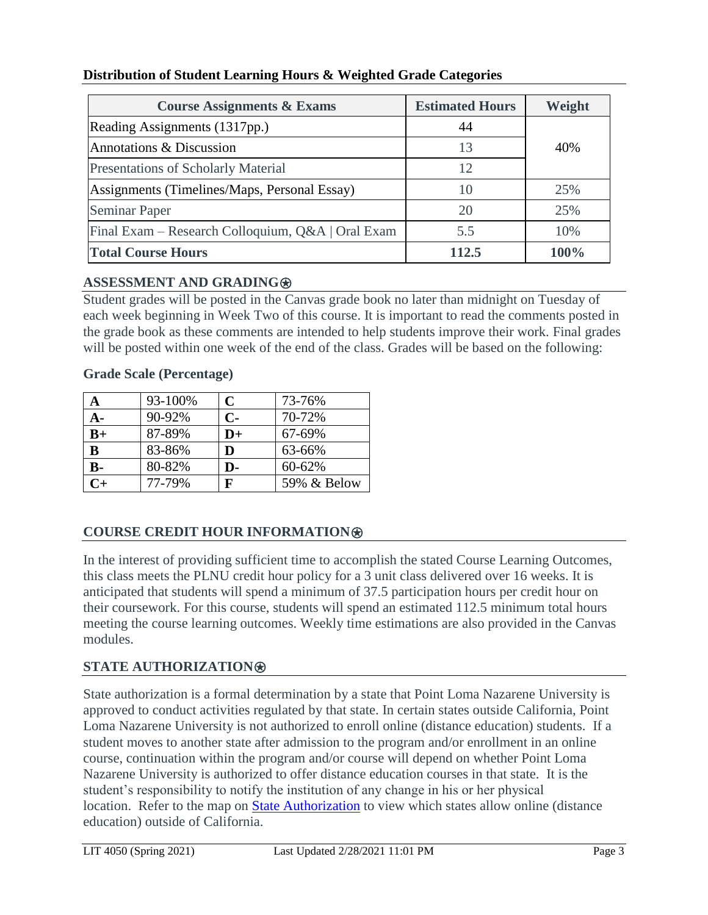**Distribution of Student Learning Hours & Weighted Grade Categories**

| Course Assignments & Exams | Estimated Hours | Weight |
|---|---|---|
| Reading Assignments (1317pp.) | 44 | 40% |
| Annotations & Discussion | 13 | |
| Presentations of Scholarly Material | 12 | |
| Assignments (Timelines/Maps, Personal Essay) | 10 | 25% |
| Seminar Paper | 20 | 25% |
| Final Exam – Research Colloquium, Q&A \| Oral Exam | 5.5 | 10% |
| **Total Course Hours** | **112.5** | **100%** |

## ASSESSMENT AND GRADING⍟

Student grades will be posted in the Canvas grade book no later than midnight on Tuesday of each week beginning in Week Two of this course. It is important to read the comments posted in the grade book as these comments are intended to help students improve their work. Final grades will be posted within one week of the end of the class. Grades will be based on the following:

**Grade Scale (Percentage)**

| | | | |
|---|---|---|---|
| **A** | 93-100% | **C** | 73-76% |
| **A-** | 90-92% | **C-** | 70-72% |
| **B+** | 87-89% | **D+** | 67-69% |
| **B** | 83-86% | **D** | 63-66% |
| **B-** | 80-82% | **D-** | 60-62% |
| **C+** | 77-79% | **F** | 59% & Below |

## COURSE CREDIT HOUR INFORMATION⍟

In the interest of providing sufficient time to accomplish the stated Course Learning Outcomes, this class meets the PLNU credit hour policy for a 3 unit class delivered over 16 weeks. It is anticipated that students will spend a minimum of 37.5 participation hours per credit hour on their coursework. For this course, students will spend an estimated 112.5 minimum total hours meeting the course learning outcomes. Weekly time estimations are also provided in the Canvas modules.

## STATE AUTHORIZATION⍟

State authorization is a formal determination by a state that Point Loma Nazarene University is approved to conduct activities regulated by that state. In certain states outside California, Point Loma Nazarene University is not authorized to enroll online (distance education) students. If a student moves to another state after admission to the program and/or enrollment in an online course, continuation within the program and/or course will depend on whether Point Loma Nazarene University is authorized to offer distance education courses in that state. It is the student's responsibility to notify the institution of any change in his or her physical location. Refer to the map on [State Authorization] to view which states allow online (distance education) outside of California.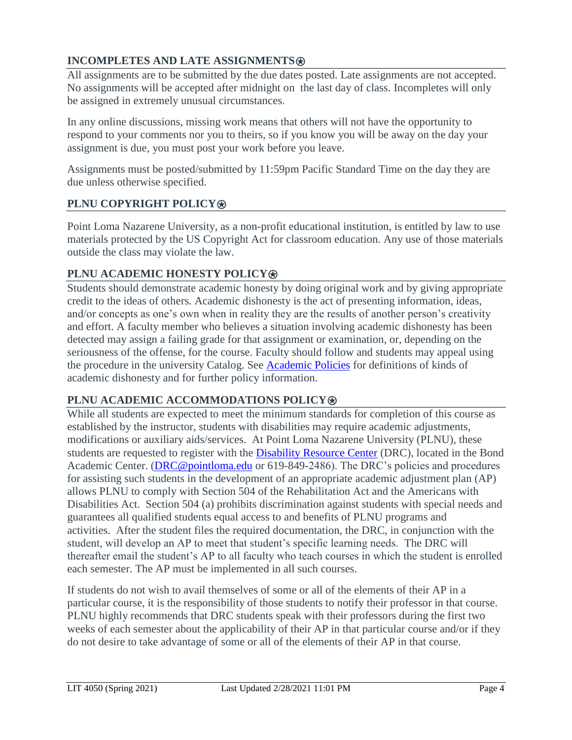## INCOMPLETES AND LATE ASSIGNMENTS⍟

All assignments are to be submitted by the due dates posted. Late assignments are not accepted. No assignments will be accepted after midnight on the last day of class. Incompletes will only be assigned in extremely unusual circumstances.

In any online discussions, missing work means that others will not have the opportunity to respond to your comments nor you to theirs, so if you know you will be away on the day your assignment is due, you must post your work before you leave.

Assignments must be posted/submitted by 11:59pm Pacific Standard Time on the day they are due unless otherwise specified.

## PLNU COPYRIGHT POLICY⍟

Point Loma Nazarene University, as a non-profit educational institution, is entitled by law to use materials protected by the US Copyright Act for classroom education. Any use of those materials outside the class may violate the law.

## PLNU ACADEMIC HONESTY POLICY⍟

Students should demonstrate academic honesty by doing original work and by giving appropriate credit to the ideas of others. Academic dishonesty is the act of presenting information, ideas, and/or concepts as one's own when in reality they are the results of another person's creativity and effort. A faculty member who believes a situation involving academic dishonesty has been detected may assign a failing grade for that assignment or examination, or, depending on the seriousness of the offense, for the course. Faculty should follow and students may appeal using the procedure in the university Catalog. See Academic Policies for definitions of kinds of academic dishonesty and for further policy information.

## PLNU ACADEMIC ACCOMMODATIONS POLICY⍟

While all students are expected to meet the minimum standards for completion of this course as established by the instructor, students with disabilities may require academic adjustments, modifications or auxiliary aids/services. At Point Loma Nazarene University (PLNU), these students are requested to register with the Disability Resource Center (DRC), located in the Bond Academic Center. (DRC@pointloma.edu or 619-849-2486). The DRC's policies and procedures for assisting such students in the development of an appropriate academic adjustment plan (AP) allows PLNU to comply with Section 504 of the Rehabilitation Act and the Americans with Disabilities Act. Section 504 (a) prohibits discrimination against students with special needs and guarantees all qualified students equal access to and benefits of PLNU programs and activities. After the student files the required documentation, the DRC, in conjunction with the student, will develop an AP to meet that student's specific learning needs. The DRC will thereafter email the student's AP to all faculty who teach courses in which the student is enrolled each semester. The AP must be implemented in all such courses.

If students do not wish to avail themselves of some or all of the elements of their AP in a particular course, it is the responsibility of those students to notify their professor in that course. PLNU highly recommends that DRC students speak with their professors during the first two weeks of each semester about the applicability of their AP in that particular course and/or if they do not desire to take advantage of some or all of the elements of their AP in that course.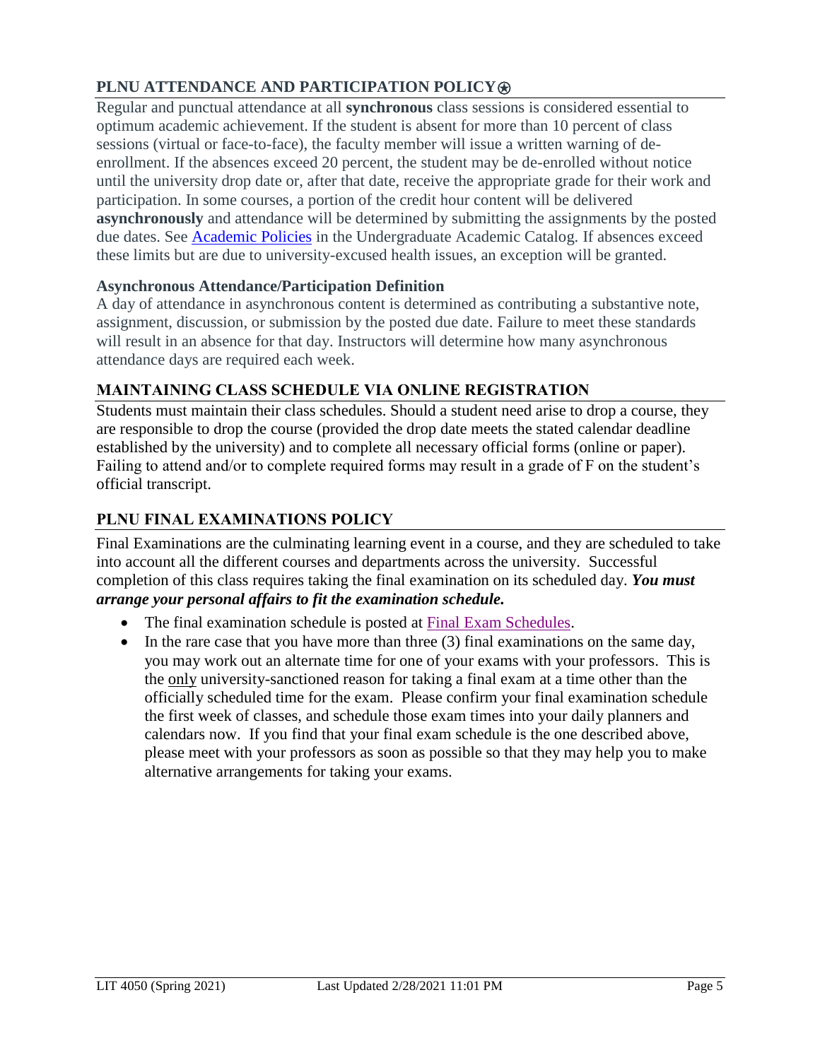## PLNU ATTENDANCE AND PARTICIPATION POLICY⍟

Regular and punctual attendance at all **synchronous** class sessions is considered essential to optimum academic achievement. If the student is absent for more than 10 percent of class sessions (virtual or face-to-face), the faculty member will issue a written warning of de-enrollment. If the absences exceed 20 percent, the student may be de-enrolled without notice until the university drop date or, after that date, receive the appropriate grade for their work and participation. In some courses, a portion of the credit hour content will be delivered **asynchronously** and attendance will be determined by submitting the assignments by the posted due dates. See Academic Policies in the Undergraduate Academic Catalog. If absences exceed these limits but are due to university-excused health issues, an exception will be granted.

### Asynchronous Attendance/Participation Definition

A day of attendance in asynchronous content is determined as contributing a substantive note, assignment, discussion, or submission by the posted due date. Failure to meet these standards will result in an absence for that day. Instructors will determine how many asynchronous attendance days are required each week.

## MAINTAINING CLASS SCHEDULE VIA ONLINE REGISTRATION

Students must maintain their class schedules. Should a student need arise to drop a course, they are responsible to drop the course (provided the drop date meets the stated calendar deadline established by the university) and to complete all necessary official forms (online or paper). Failing to attend and/or to complete required forms may result in a grade of F on the student's official transcript.

## PLNU FINAL EXAMINATIONS POLICY

Final Examinations are the culminating learning event in a course, and they are scheduled to take into account all the different courses and departments across the university. Successful completion of this class requires taking the final examination on its scheduled day. ***You must arrange your personal affairs to fit the examination schedule.***

- The final examination schedule is posted at Final Exam Schedules.
- In the rare case that you have more than three (3) final examinations on the same day, you may work out an alternate time for one of your exams with your professors. This is the only university-sanctioned reason for taking a final exam at a time other than the officially scheduled time for the exam. Please confirm your final examination schedule the first week of classes, and schedule those exam times into your daily planners and calendars now. If you find that your final exam schedule is the one described above, please meet with your professors as soon as possible so that they may help you to make alternative arrangements for taking your exams.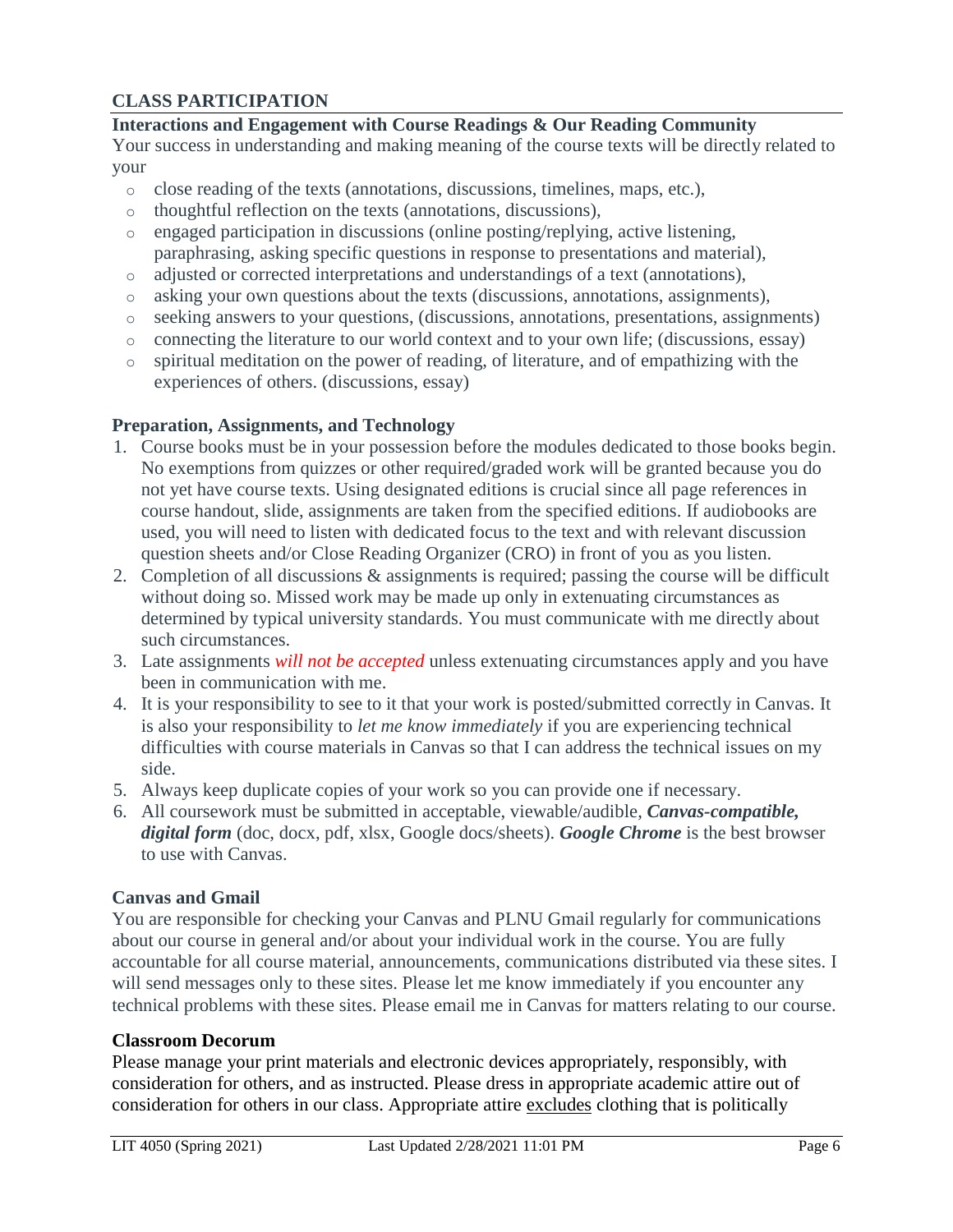## CLASS PARTICIPATION

### Interactions and Engagement with Course Readings & Our Reading Community

Your success in understanding and making meaning of the course texts will be directly related to your

- close reading of the texts (annotations, discussions, timelines, maps, etc.),
- thoughtful reflection on the texts (annotations, discussions),
- engaged participation in discussions (online posting/replying, active listening, paraphrasing, asking specific questions in response to presentations and material),
- adjusted or corrected interpretations and understandings of a text (annotations),
- asking your own questions about the texts (discussions, annotations, assignments),
- seeking answers to your questions, (discussions, annotations, presentations, assignments)
- connecting the literature to our world context and to your own life; (discussions, essay)
- spiritual meditation on the power of reading, of literature, and of empathizing with the experiences of others. (discussions, essay)

### Preparation, Assignments, and Technology

1. Course books must be in your possession before the modules dedicated to those books begin. No exemptions from quizzes or other required/graded work will be granted because you do not yet have course texts. Using designated editions is crucial since all page references in course handout, slide, assignments are taken from the specified editions. If audiobooks are used, you will need to listen with dedicated focus to the text and with relevant discussion question sheets and/or Close Reading Organizer (CRO) in front of you as you listen.
2. Completion of all discussions & assignments is required; passing the course will be difficult without doing so. Missed work may be made up only in extenuating circumstances as determined by typical university standards. You must communicate with me directly about such circumstances.
3. Late assignments *will not be accepted* unless extenuating circumstances apply and you have been in communication with me.
4. It is your responsibility to see to it that your work is posted/submitted correctly in Canvas. It is also your responsibility to *let me know immediately* if you are experiencing technical difficulties with course materials in Canvas so that I can address the technical issues on my side.
5. Always keep duplicate copies of your work so you can provide one if necessary.
6. All coursework must be submitted in acceptable, viewable/audible, ***Canvas-compatible, digital form*** (doc, docx, pdf, xlsx, Google docs/sheets). ***Google Chrome*** is the best browser to use with Canvas.

### Canvas and Gmail

You are responsible for checking your Canvas and PLNU Gmail regularly for communications about our course in general and/or about your individual work in the course. You are fully accountable for all course material, announcements, communications distributed via these sites. I will send messages only to these sites. Please let me know immediately if you encounter any technical problems with these sites. Please email me in Canvas for matters relating to our course.

### Classroom Decorum

Please manage your print materials and electronic devices appropriately, responsibly, with consideration for others, and as instructed. Please dress in appropriate academic attire out of consideration for others in our class. Appropriate attire <u>excludes</u> clothing that is politically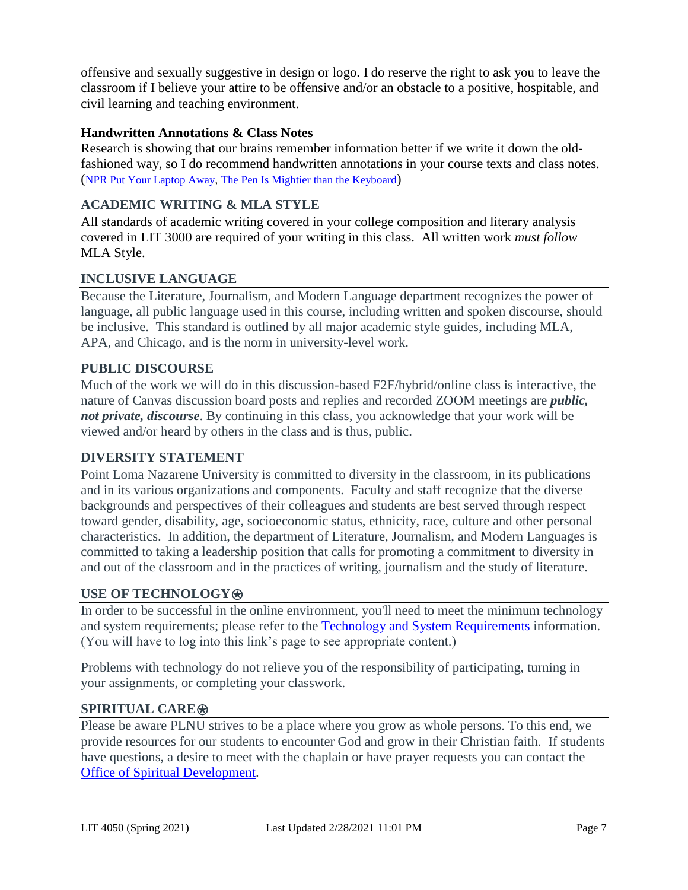offensive and sexually suggestive in design or logo. I do reserve the right to ask you to leave the classroom if I believe your attire to be offensive and/or an obstacle to a positive, hospitable, and civil learning and teaching environment.

**Handwritten Annotations & Class Notes**

Research is showing that our brains remember information better if we write it down the old-fashioned way, so I do recommend handwritten annotations in your course texts and class notes. (NPR Put Your Laptop Away, The Pen Is Mightier than the Keyboard)

## ACADEMIC WRITING & MLA STYLE

All standards of academic writing covered in your college composition and literary analysis covered in LIT 3000 are required of your writing in this class. All written work *must follow* MLA Style.

## INCLUSIVE LANGUAGE

Because the Literature, Journalism, and Modern Language department recognizes the power of language, all public language used in this course, including written and spoken discourse, should be inclusive. This standard is outlined by all major academic style guides, including MLA, APA, and Chicago, and is the norm in university-level work.

## PUBLIC DISCOURSE

Much of the work we will do in this discussion-based F2F/hybrid/online class is interactive, the nature of Canvas discussion board posts and replies and recorded ZOOM meetings are ***public, not private, discourse***. By continuing in this class, you acknowledge that your work will be viewed and/or heard by others in the class and is thus, public.

## DIVERSITY STATEMENT

Point Loma Nazarene University is committed to diversity in the classroom, in its publications and in its various organizations and components. Faculty and staff recognize that the diverse backgrounds and perspectives of their colleagues and students are best served through respect toward gender, disability, age, socioeconomic status, ethnicity, race, culture and other personal characteristics. In addition, the department of Literature, Journalism, and Modern Languages is committed to taking a leadership position that calls for promoting a commitment to diversity in and out of the classroom and in the practices of writing, journalism and the study of literature.

## USE OF TECHNOLOGY⍟

In order to be successful in the online environment, you'll need to meet the minimum technology and system requirements; please refer to the Technology and System Requirements information. (You will have to log into this link's page to see appropriate content.)

Problems with technology do not relieve you of the responsibility of participating, turning in your assignments, or completing your classwork.

## SPIRITUAL CARE⍟

Please be aware PLNU strives to be a place where you grow as whole persons. To this end, we provide resources for our students to encounter God and grow in their Christian faith. If students have questions, a desire to meet with the chaplain or have prayer requests you can contact the Office of Spiritual Development.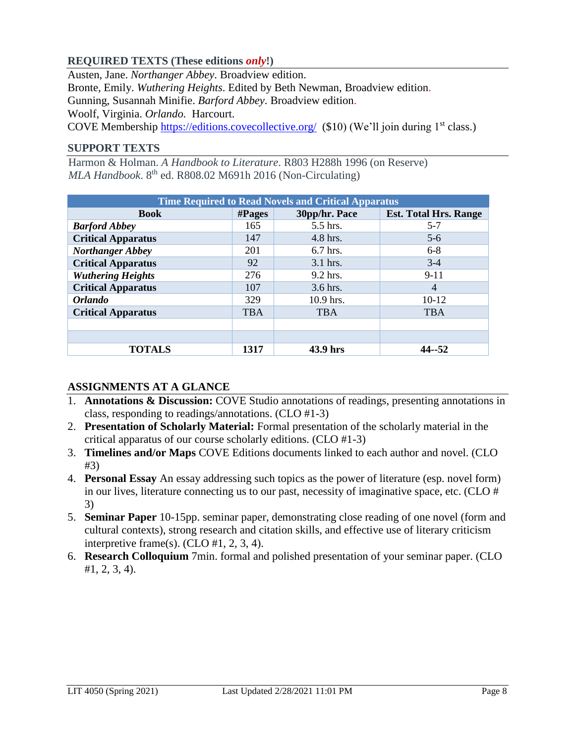### REQUIRED TEXTS (These editions *only*!)

Austen, Jane. *Northanger Abbey*. Broadview edition.
Bronte, Emily. *Wuthering Heights*. Edited by Beth Newman, Broadview edition.
Gunning, Susannah Minifie. *Barford Abbey*. Broadview edition.
Woolf, Virginia. *Orlando.* Harcourt.
COVE Membership https://editions.covecollective.org/ ($10) (We'll join during 1st class.)

### SUPPORT TEXTS

Harmon & Holman. *A Handbook to Literature*. R803 H288h 1996 (on Reserve)
*MLA Handbook*. 8th ed. R808.02 M691h 2016 (Non-Circulating)

| Time Required to Read Novels and Critical Apparatus | | | |
|---|---|---|---|
| **Book** | **#Pages** | **30pp/hr. Pace** | **Est. Total Hrs. Range** |
| ***Barford Abbey*** | 165 | 5.5 hrs. | 5-7 |
| **Critical Apparatus** | 147 | 4.8 hrs. | 5-6 |
| ***Northanger Abbey*** | 201 | 6.7 hrs. | 6-8 |
| **Critical Apparatus** | 92 | 3.1 hrs. | 3-4 |
| ***Wuthering Heights*** | 276 | 9.2 hrs. | 9-11 |
| **Critical Apparatus** | 107 | 3.6 hrs. | 4 |
| ***Orlando*** | 329 | 10.9 hrs. | 10-12 |
| **Critical Apparatus** | TBA | TBA | TBA |
| | | | |
| | | | |
| **TOTALS** | **1317** | **43.9 hrs** | **44--52** |

### ASSIGNMENTS AT A GLANCE

1. **Annotations & Discussion:** COVE Studio annotations of readings, presenting annotations in class, responding to readings/annotations. (CLO #1-3)
2. **Presentation of Scholarly Material:** Formal presentation of the scholarly material in the critical apparatus of our course scholarly editions. (CLO #1-3)
3. **Timelines and/or Maps** COVE Editions documents linked to each author and novel. (CLO #3)
4. **Personal Essay** An essay addressing such topics as the power of literature (esp. novel form) in our lives, literature connecting us to our past, necessity of imaginative space, etc. (CLO # 3)
5. **Seminar Paper** 10-15pp. seminar paper, demonstrating close reading of one novel (form and cultural contexts), strong research and citation skills, and effective use of literary criticism interpretive frame(s). (CLO #1, 2, 3, 4).
6. **Research Colloquium** 7min. formal and polished presentation of your seminar paper. (CLO #1, 2, 3, 4).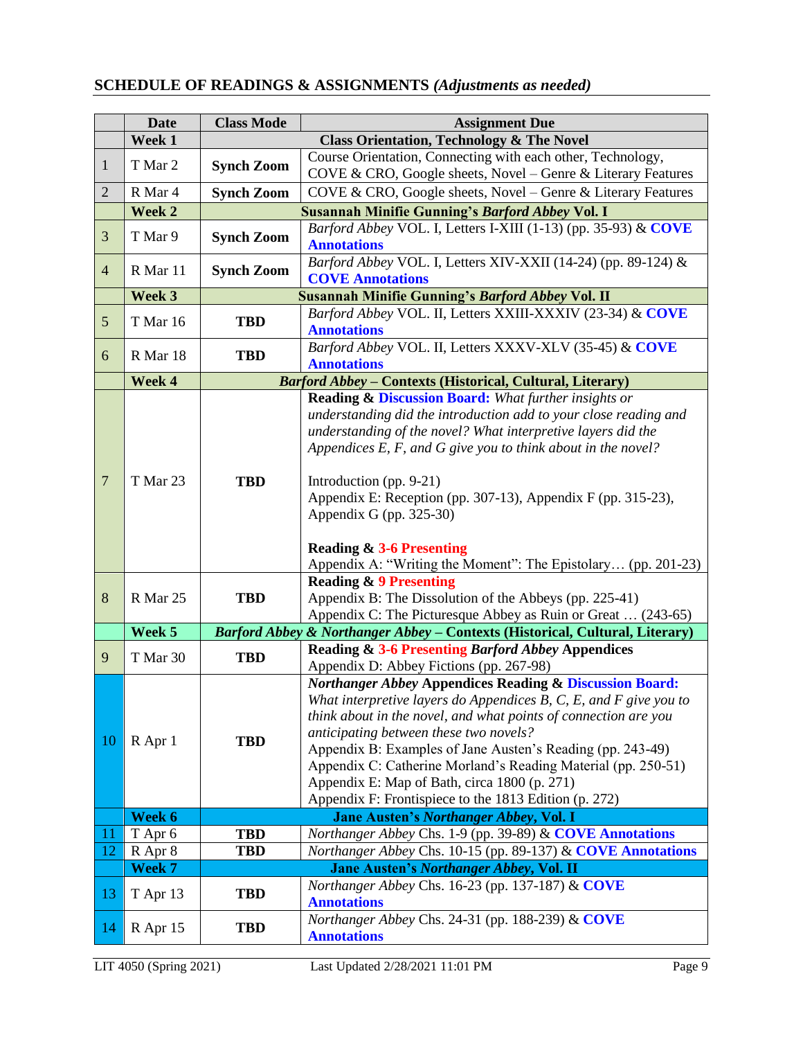## SCHEDULE OF READINGS & ASSIGNMENTS *(Adjustments as needed)*

| | Date | Class Mode | Assignment Due |
|---|---|---|---|
| | **Week 1** | **Class Orientation, Technology & The Novel** | |
| 1 | T Mar 2 | **Synch Zoom** | Course Orientation, Connecting with each other, Technology, COVE & CRO, Google sheets, Novel – Genre & Literary Features |
| 2 | R Mar 4 | **Synch Zoom** | COVE & CRO, Google sheets, Novel – Genre & Literary Features |
| | **Week 2** | **Susannah Minifie Gunning's *Barford Abbey* Vol. I** | |
| 3 | T Mar 9 | **Synch Zoom** | *Barford Abbey* VOL. I, Letters I-XIII (1-13) (pp. 35-93) & **COVE Annotations** |
| 4 | R Mar 11 | **Synch Zoom** | *Barford Abbey* VOL. I, Letters XIV-XXII (14-24) (pp. 89-124) & **COVE Annotations** |
| | **Week 3** | **Susannah Minifie Gunning's *Barford Abbey* Vol. II** | |
| 5 | T Mar 16 | **TBD** | *Barford Abbey* VOL. II, Letters XXIII-XXXIV (23-34) & **COVE Annotations** |
| 6 | R Mar 18 | **TBD** | *Barford Abbey* VOL. II, Letters XXXV-XLV (35-45) & **COVE Annotations** |
| | **Week 4** | ***Barford Abbey* – Contexts (Historical, Cultural, Literary)** | |
| 7 | T Mar 23 | **TBD** | **Reading & Discussion Board:** *What further insights or understanding did the introduction add to your close reading and understanding of the novel? What interpretive layers did the Appendices E, F, and G give you to think about in the novel?*<br><br>Introduction (pp. 9-21)<br>Appendix E: Reception (pp. 307-13), Appendix F (pp. 315-23), Appendix G (pp. 325-30)<br><br>**Reading & 3-6 Presenting**<br>Appendix A: "Writing the Moment": The Epistolary… (pp. 201-23) |
| 8 | R Mar 25 | **TBD** | **Reading & 9 Presenting**<br>Appendix B: The Dissolution of the Abbeys (pp. 225-41)<br>Appendix C: The Picturesque Abbey as Ruin or Great … (243-65) |
| | **Week 5** | ***Barford Abbey* & *Northanger Abbey* – Contexts (Historical, Cultural, Literary)** | |
| 9 | T Mar 30 | **TBD** | **Reading & 3-6 Presenting *Barford Abbey* Appendices**<br>Appendix D: Abbey Fictions (pp. 267-98) |
| 10 | R Apr 1 | **TBD** | ***Northanger Abbey* Appendices Reading & Discussion Board:** *What interpretive layers do Appendices B, C, E, and F give you to think about in the novel, and what points of connection are you anticipating between these two novels?*<br>Appendix B: Examples of Jane Austen's Reading (pp. 243-49)<br>Appendix C: Catherine Morland's Reading Material (pp. 250-51)<br>Appendix E: Map of Bath, circa 1800 (p. 271)<br>Appendix F: Frontispiece to the 1813 Edition (p. 272) |
| | **Week 6** | **Jane Austen's *Northanger Abbey*, Vol. I** | |
| 11 | T Apr 6 | **TBD** | *Northanger Abbey* Chs. 1-9 (pp. 39-89) & **COVE Annotations** |
| 12 | R Apr 8 | **TBD** | *Northanger Abbey* Chs. 10-15 (pp. 89-137) & **COVE Annotations** |
| | **Week 7** | **Jane Austen's *Northanger Abbey*, Vol. II** | |
| 13 | T Apr 13 | **TBD** | *Northanger Abbey* Chs. 16-23 (pp. 137-187) & **COVE Annotations** |
| 14 | R Apr 15 | **TBD** | *Northanger Abbey* Chs. 24-31 (pp. 188-239) & **COVE Annotations** |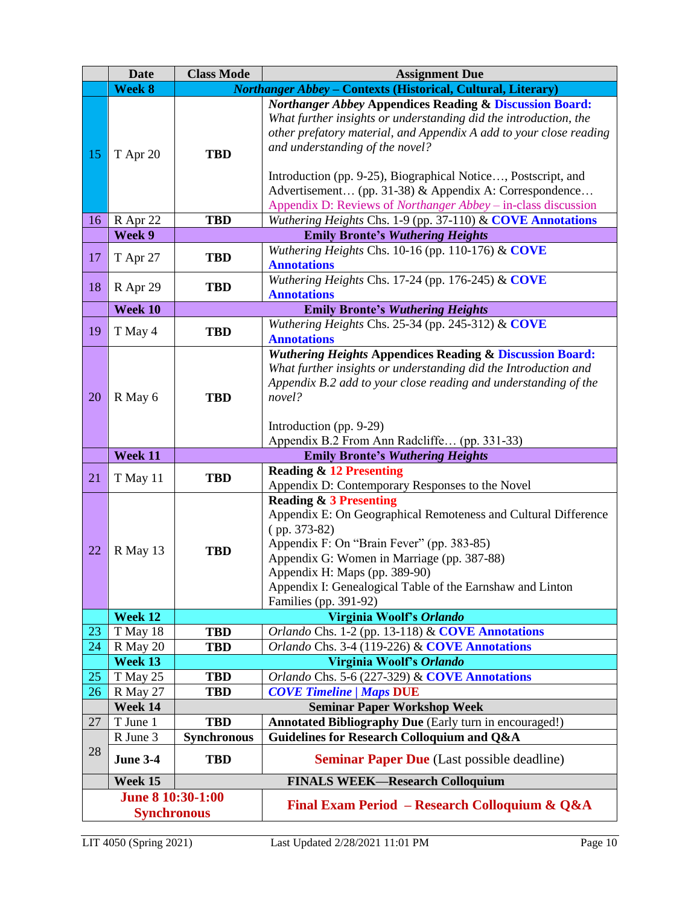| | Date | Class Mode | Assignment Due |
|---|---|---|---|
| | **Week 8** | ***Northanger Abbey* – Contexts (Historical, Cultural, Literary)** | |
| 15 | T Apr 20 | **TBD** | ***Northanger Abbey* Appendices Reading & Discussion Board:** *What further insights or understanding did the introduction, the other prefatory material, and Appendix A add to your close reading and understanding of the novel?*<br><br>Introduction (pp. 9-25), Biographical Notice…, Postscript, and Advertisement… (pp. 31-38) & Appendix A: Correspondence…<br>Appendix D: Reviews of *Northanger Abbey* – in-class discussion |
| 16 | R Apr 22 | **TBD** | *Wuthering Heights* Chs. 1-9 (pp. 37-110) & **COVE Annotations** |
| | **Week 9** | **Emily Bronte's *Wuthering Heights*** | |
| 17 | T Apr 27 | **TBD** | *Wuthering Heights* Chs. 10-16 (pp. 110-176) & **COVE Annotations** |
| 18 | R Apr 29 | **TBD** | *Wuthering Heights* Chs. 17-24 (pp. 176-245) & **COVE Annotations** |
| | **Week 10** | **Emily Bronte's *Wuthering Heights*** | |
| 19 | T May 4 | **TBD** | *Wuthering Heights* Chs. 25-34 (pp. 245-312) & **COVE Annotations** |
| 20 | R May 6 | **TBD** | ***Wuthering Heights* Appendices Reading & Discussion Board:** *What further insights or understanding did the Introduction and Appendix B.2 add to your close reading and understanding of the novel?*<br><br>Introduction (pp. 9-29)<br>Appendix B.2 From Ann Radcliffe… (pp. 331-33) |
| | **Week 11** | **Emily Bronte's *Wuthering Heights*** | |
| 21 | T May 11 | **TBD** | **Reading & 12 Presenting**<br>Appendix D: Contemporary Responses to the Novel |
| 22 | R May 13 | **TBD** | **Reading & 3 Presenting**<br>Appendix E: On Geographical Remoteness and Cultural Difference ( pp. 373-82)<br>Appendix F: On "Brain Fever" (pp. 383-85)<br>Appendix G: Women in Marriage (pp. 387-88)<br>Appendix H: Maps (pp. 389-90)<br>Appendix I: Genealogical Table of the Earnshaw and Linton Families (pp. 391-92) |
| | **Week 12** | **Virginia Woolf's *Orlando*** | |
| 23 | T May 18 | **TBD** | *Orlando* Chs. 1-2 (pp. 13-118) & **COVE Annotations** |
| 24 | R May 20 | **TBD** | *Orlando* Chs. 3-4 (119-226) & **COVE Annotations** |
| | **Week 13** | **Virginia Woolf's *Orlando*** | |
| 25 | T May 25 | **TBD** | *Orlando* Chs. 5-6 (227-329) & **COVE Annotations** |
| 26 | R May 27 | **TBD** | ***COVE Timeline \| Maps* DUE** |
| | **Week 14** | **Seminar Paper Workshop Week** | |
| 27 | T June 1 | **TBD** | **Annotated Bibliography Due** (Early turn in encouraged!) |
| 28 | R June 3 | **Synchronous** | **Guidelines for Research Colloquium and Q&A** |
| 28 | **June 3-4** | **TBD** | **Seminar Paper Due** (Last possible deadline) |
| | **Week 15** | **FINALS WEEK—Research Colloquium** | |
| **June 8 10:30-1:00 Synchronous** | | | **Final Exam Period – Research Colloquium & Q&A** |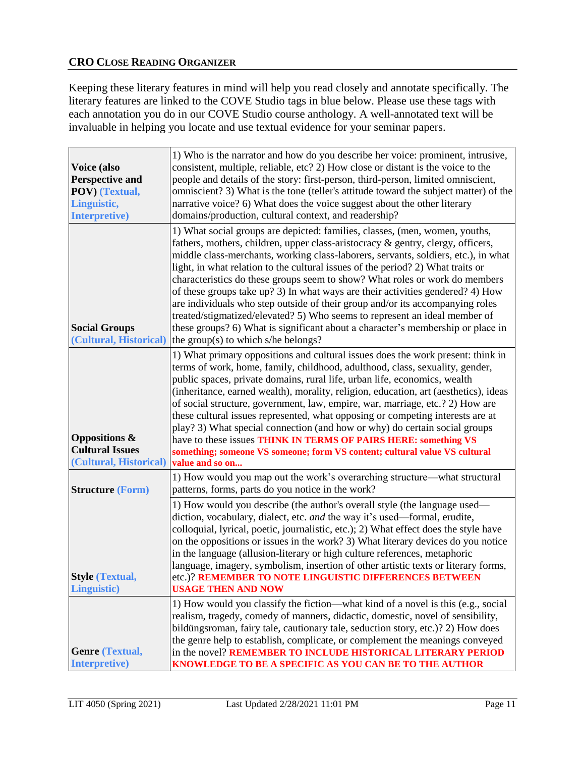## CRO Close Reading Organizer

Keeping these literary features in mind will help you read closely and annotate specifically. The literary features are linked to the COVE Studio tags in blue below. Please use these tags with each annotation you do in our COVE Studio course anthology. A well-annotated text will be invaluable in helping you locate and use textual evidence for your seminar papers.

| | |
|---|---|
| **Voice (also Perspective and POV) (Textual, Linguistic, Interpretive)** | 1) Who is the narrator and how do you describe her voice: prominent, intrusive, consistent, multiple, reliable, etc? 2) How close or distant is the voice to the people and details of the story: first-person, third-person, limited omniscient, omniscient? 3) What is the tone (teller's attitude toward the subject matter) of the narrative voice? 6) What does the voice suggest about the other literary domains/production, cultural context, and readership? |
| **Social Groups (Cultural, Historical)** | 1) What social groups are depicted: families, classes, (men, women, youths, fathers, mothers, children, upper class-aristocracy & gentry, clergy, officers, middle class-merchants, working class-laborers, servants, soldiers, etc.), in what light, in what relation to the cultural issues of the period? 2) What traits or characteristics do these groups seem to show? What roles or work do members of these groups take up? 3) In what ways are their activities gendered? 4) How are individuals who step outside of their group and/or its accompanying roles treated/stigmatized/elevated? 5) Who seems to represent an ideal member of these groups? 6) What is significant about a character's membership or place in the group(s) to which s/he belongs? |
| **Oppositions & Cultural Issues (Cultural, Historical)** | 1) What primary oppositions and cultural issues does the work present: think in terms of work, home, family, childhood, adulthood, class, sexuality, gender, public spaces, private domains, rural life, urban life, economics, wealth (inheritance, earned wealth), morality, religion, education, art (aesthetics), ideas of social structure, government, law, empire, war, marriage, etc.? 2) How are these cultural issues represented, what opposing or competing interests are at play? 3) What special connection (and how or why) do certain social groups have to these issues **THINK IN TERMS OF PAIRS HERE: something VS something; someone VS someone; form VS content; cultural value VS cultural value and so on...** |
| **Structure (Form)** | 1) How would you map out the work's overarching structure—what structural patterns, forms, parts do you notice in the work? |
| **Style (Textual, Linguistic)** | 1) How would you describe (the author's overall style (the language used—diction, vocabulary, dialect, etc. *and* the way it's used—formal, erudite, colloquial, lyrical, poetic, journalistic, etc.); 2) What effect does the style have on the oppositions or issues in the work? 3) What literary devices do you notice in the language (allusion-literary or high culture references, metaphoric language, imagery, symbolism, insertion of other artistic texts or literary forms, etc.)? **REMEMBER TO NOTE LINGUISTIC DIFFERENCES BETWEEN USAGE THEN AND NOW** |
| **Genre (Textual, Interpretive)** | 1) How would you classify the fiction—what kind of a novel is this (e.g., social realism, tragedy, comedy of manners, didactic, domestic, novel of sensibility, bildüngsroman, fairy tale, cautionary tale, seduction story, etc.)? 2) How does the genre help to establish, complicate, or complement the meanings conveyed in the novel? **REMEMBER TO INCLUDE HISTORICAL LITERARY PERIOD KNOWLEDGE TO BE A SPECIFIC AS YOU CAN BE TO THE AUTHOR** |